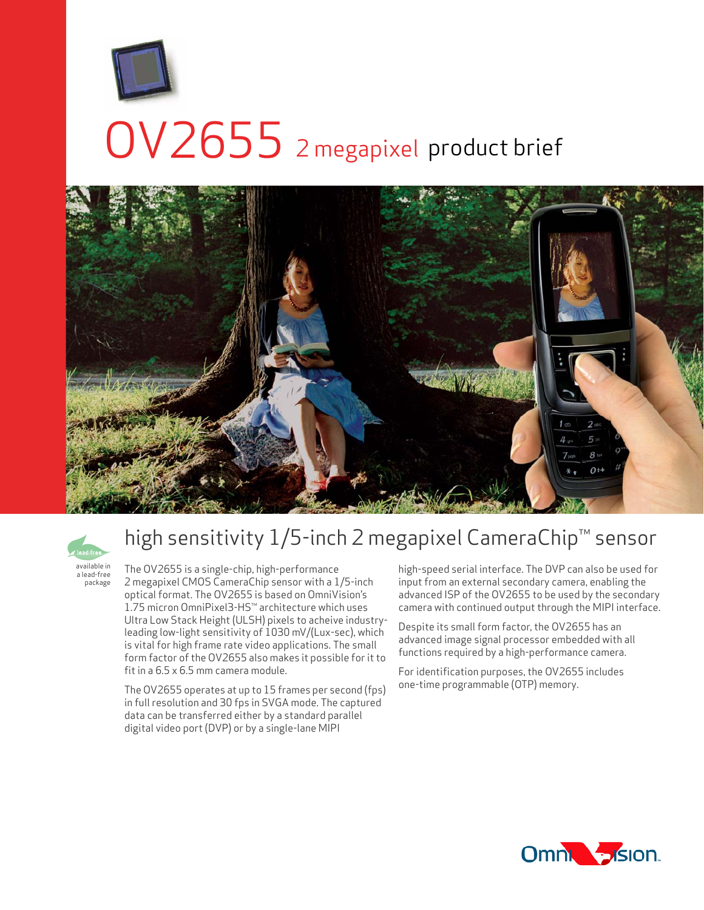# OV2655 2 megapixel product brief

## high sensitivity 1/5-inch 2 megapixel CameraChip™ sensor

lead free

available in a lead-free package

The OV2655 is a single-chip, high-performance 2 megapixel CMOS CameraChip sensor with a 1/5-inch optical format. The OV2655 is based on OmniVision's 1.75 micron OmniPixel3-HS™ architecture which uses Ultra Low Stack Height (ULSH) pixels to acheive industry-leading low-light sensitivity of 1030 mV/(Lux-sec), which is vital for high frame rate video applications. The small form factor of the OV2655 also makes it possible for it to fit in a 6.5 x 6.5 mm camera module.

The OV2655 operates at up to 15 frames per second (fps) in full resolution and 30 fps in SVGA mode. The captured data can be transferred either by a standard parallel digital video port (DVP) or by a single-lane MIPI high-speed serial interface. The DVP can also be used for input from an external secondary camera, enabling the advanced ISP of the OV2655 to be used by the secondary camera with continued output through the MIPI interface.

Despite its small form factor, the OV2655 has an advanced image signal processor embedded with all functions required by a high-performance camera.

For identification purposes, the OV2655 includes one-time programmable (OTP) memory.

OmniVision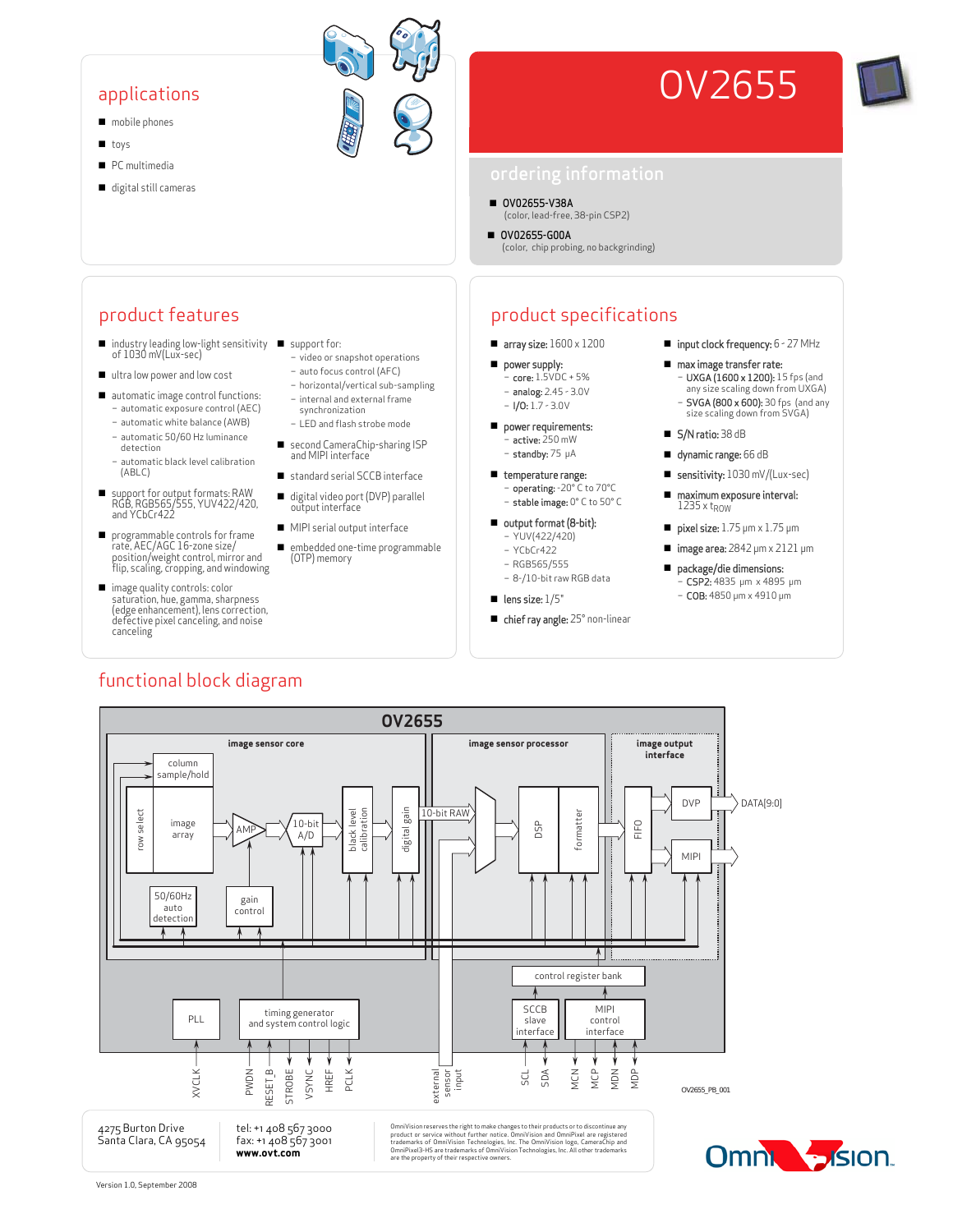# OV2655

## applications

- mobile phones
- toys
- PC multimedia
- digital still cameras

## ordering information

- **OV02655-V38A** (color, lead-free, 38-pin CSP2)
- **OV02655-G00A** (color, chip probing, no backgrinding)

## product features

- industry leading low-light sensitivity of 1030 mV(Lux-sec)
- ultra low power and low cost
- automatic image control functions:
  - automatic exposure control (AEC)
  - automatic white balance (AWB)
  - automatic 50/60 Hz luminance detection
  - automatic black level calibration (ABLC)
- support for output formats: RAW RGB, RGB565/555, YUV422/420, and YCbCr422
- programmable controls for frame rate, AEC/AGC 16-zone size/position/weight control, mirror and flip, scaling, cropping, and windowing
- image quality controls: color saturation, hue, gamma, sharpness (edge enhancement), lens correction, defective pixel canceling, and noise canceling
- support for:
  - video or snapshot operations
  - auto focus control (AFC)
  - horizontal/vertical sub-sampling
  - internal and external frame synchronization
  - LED and flash strobe mode
- second CameraChip-sharing ISP and MIPI interface
- standard serial SCCB interface
- digital video port (DVP) parallel output interface
- MIPI serial output interface
- embedded one-time programmable (OTP) memory

## product specifications

- **array size:** 1600 x 1200
- **power supply:**
  - **core:** 1.5VDC + 5%
  - **analog:** 2.45 - 3.0V
  - **I/O:** 1.7 - 3.0V
- **power requirements:**
  - **active:** 250 mW
  - **standby:** 75 μA
- **temperature range:**
  - **operating:** -20° C to 70°C
  - **stable image:** 0° C to 50° C
- **output format (8-bit):**
  - YUV(422/420)
  - YCbCr422
  - RGB565/555
  - 8-/10-bit raw RGB data
- **lens size:** 1/5"
- **chief ray angle:** 25° non-linear
- **input clock frequency:** 6 - 27 MHz
- **max image transfer rate:**
  - **UXGA (1600 x 1200):** 15 fps (and any size scaling down from UXGA)
  - **SVGA (800 x 600):** 30 fps (and any size scaling down from SVGA)
- **S/N ratio:** 38 dB
- **dynamic range:** 66 dB
- **sensitivity:** 1030 mV/(Lux-sec)
- **maximum exposure interval:** 1235 x $t_{ROW}$
- **pixel size:** 1.75 μm x 1.75 μm
- **image area:** 2842 μm x 2121 μm
- **package/die dimensions:**
  - **CSP2:** 4835 μm x 4895 μm
  - **COB:** 4850 μm x 4910 μm

## functional block diagram

OV2655

image sensor core
column sample/hold
row select
image array
AMP
10-bit A/D
black level calibration
digital gain
50/60Hz auto detection
gain control

image sensor processor
10-bit RAW
DSP
formatter

image output interface
FIFO
DVP
MIPI
DATA[9:0]

control register bank
PLL
timing generator and system control logic
SCCB slave interface
MIPI control interface

XVCLK
PWDN
RESET_B
STROBE
VSYNC
HREF
PCLK
external sensor input
SCL
SDA
MCN
MCP
MDN
MDP

OV2655_PB_001

4275 Burton Drive
Santa Clara, CA 95054

tel: +1 408 567 3000
fax: +1 408 567 3001
**www.ovt.com**

OmniVision reserves the right to make changes to their products or to discontinue any product or service without further notice. OmniVision and OmniPixel are registered trademarks of OmniVision Technologies, Inc. The OmniVision logo, CameraChip and OmniPixel3-HS are trademarks of OmniVision Technologies, Inc. All other trademarks are the property of their respective owners.

OmniVision

Version 1.0, September 2008